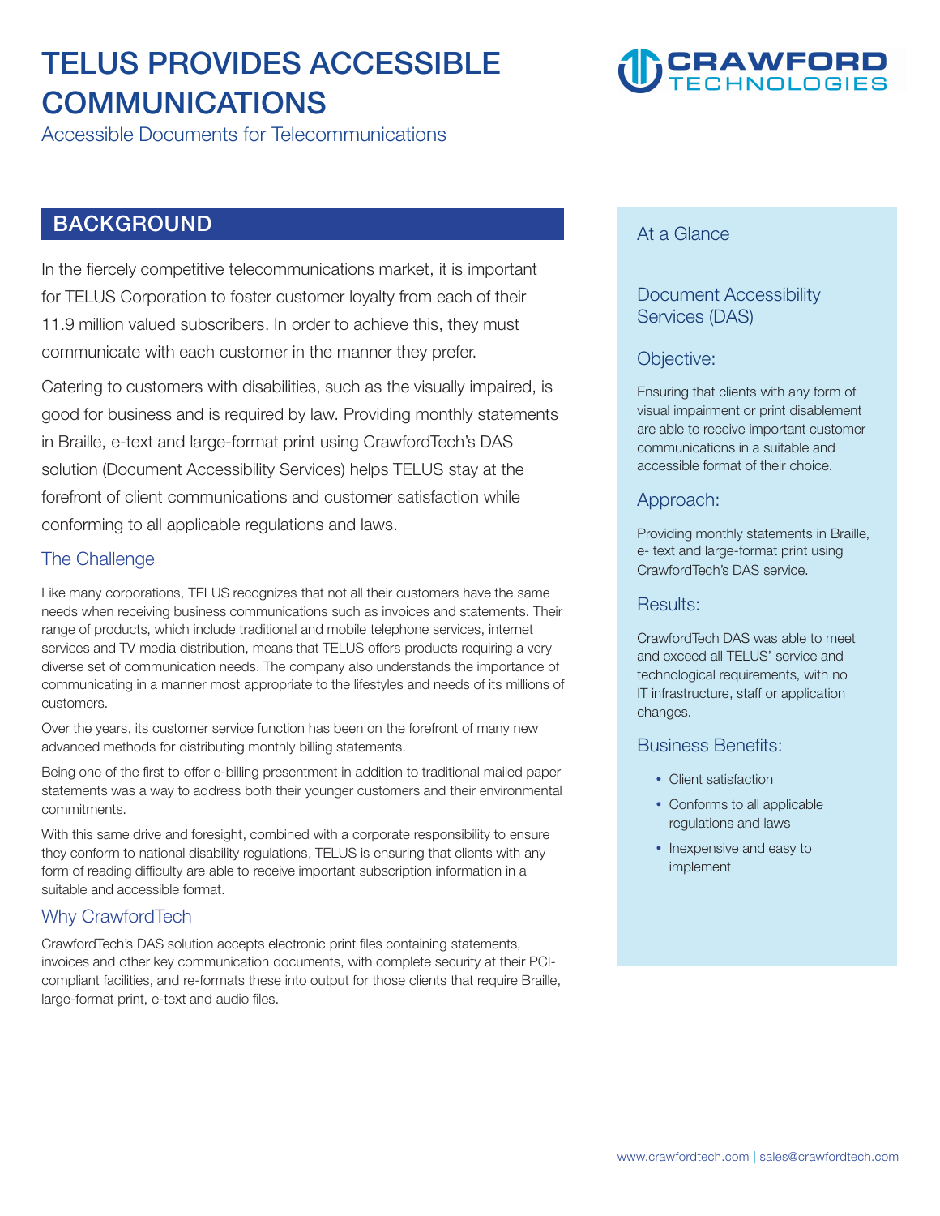# TELUS PROVIDES ACCESSIBLE COMMUNICATIONS

Accessible Documents for Telecommunications

## BACKGROUND

In the fiercely competitive telecommunications market, it is important for TELUS Corporation to foster customer loyalty from each of their 11.9 million valued subscribers. In order to achieve this, they must communicate with each customer in the manner they prefer.

Catering to customers with disabilities, such as the visually impaired, is good for business and is required by law. Providing monthly statements in Braille, e-text and large-format print using CrawfordTech's DAS solution (Document Accessibility Services) helps TELUS stay at the forefront of client communications and customer satisfaction while conforming to all applicable regulations and laws.

### The Challenge

Like many corporations, TELUS recognizes that not all their customers have the same needs when receiving business communications such as invoices and statements. Their range of products, which include traditional and mobile telephone services, internet services and TV media distribution, means that TELUS offers products requiring a very diverse set of communication needs. The company also understands the importance of communicating in a manner most appropriate to the lifestyles and needs of its millions of customers.

Over the years, its customer service function has been on the forefront of many new advanced methods for distributing monthly billing statements.

Being one of the first to offer e-billing presentment in addition to traditional mailed paper statements was a way to address both their younger customers and their environmental commitments.

With this same drive and foresight, combined with a corporate responsibility to ensure they conform to national disability regulations, TELUS is ensuring that clients with any form of reading difficulty are able to receive important subscription information in a suitable and accessible format.

### Why CrawfordTech

CrawfordTech's DAS solution accepts electronic print files containing statements, invoices and other key communication documents, with complete security at their PCI-compliant facilities, and re-formats these into output for those clients that require Braille, large-format print, e-text and audio files.

## At a Glance

### Document Accessibility Services (DAS)

### Objective:

Ensuring that clients with any form of visual impairment or print disablement are able to receive important customer communications in a suitable and accessible format of their choice.

### Approach:

Providing monthly statements in Braille, e- text and large-format print using CrawfordTech's DAS service.

### Results:

CrawfordTech DAS was able to meet and exceed all TELUS' service and technological requirements, with no IT infrastructure, staff or application changes.

### Business Benefits:

- Client satisfaction
- Conforms to all applicable regulations and laws
- Inexpensive and easy to implement

www.crawfordtech.com | sales@crawfordtech.com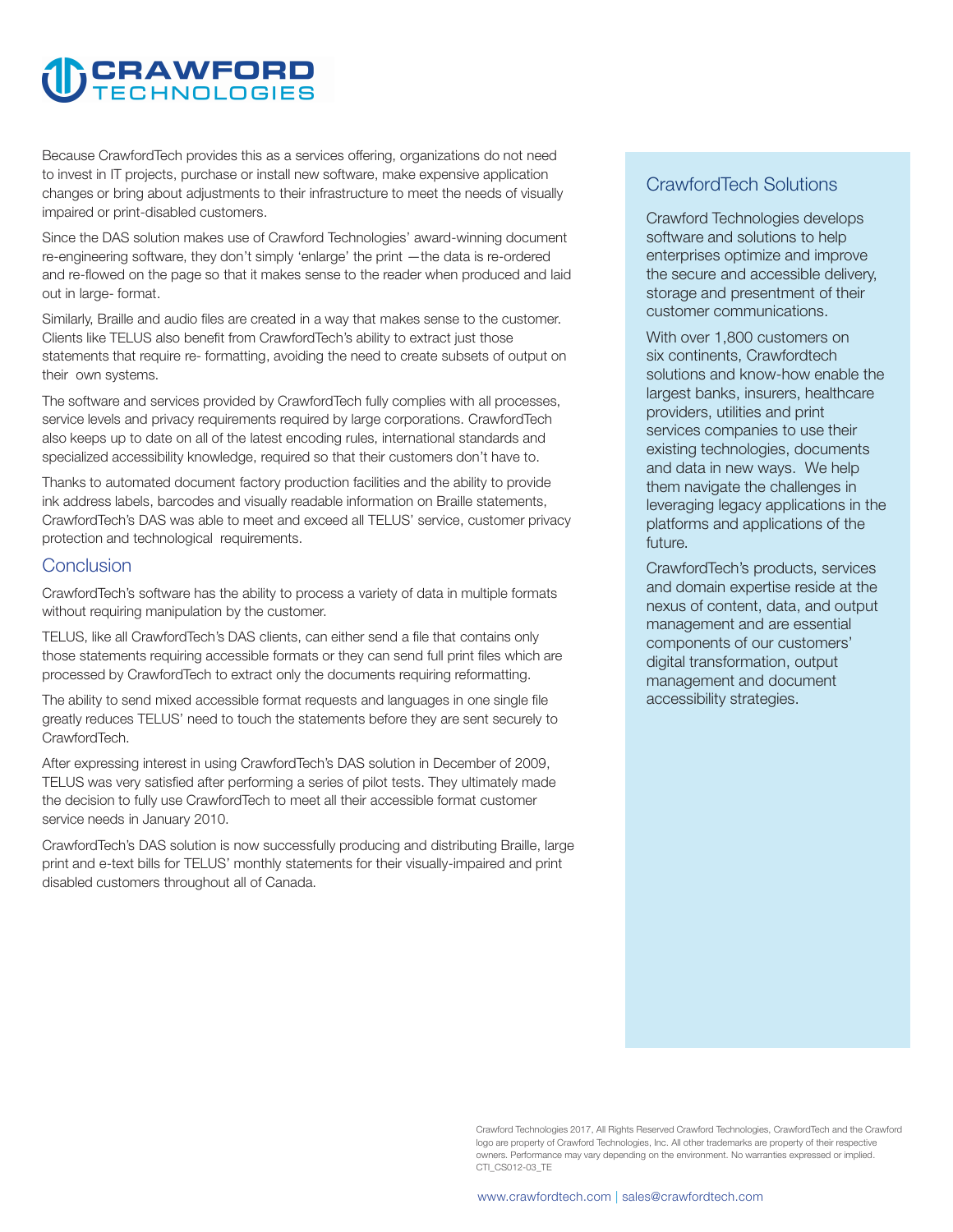Because CrawfordTech provides this as a services offering, organizations do not need to invest in IT projects, purchase or install new software, make expensive application changes or bring about adjustments to their infrastructure to meet the needs of visually impaired or print-disabled customers.

Since the DAS solution makes use of Crawford Technologies' award-winning document re-engineering software, they don't simply 'enlarge' the print —the data is re-ordered and re-flowed on the page so that it makes sense to the reader when produced and laid out in large- format.

Similarly, Braille and audio files are created in a way that makes sense to the customer. Clients like TELUS also benefit from CrawfordTech's ability to extract just those statements that require re- formatting, avoiding the need to create subsets of output on their own systems.

The software and services provided by CrawfordTech fully complies with all processes, service levels and privacy requirements required by large corporations. CrawfordTech also keeps up to date on all of the latest encoding rules, international standards and specialized accessibility knowledge, required so that their customers don't have to.

Thanks to automated document factory production facilities and the ability to provide ink address labels, barcodes and visually readable information on Braille statements, CrawfordTech's DAS was able to meet and exceed all TELUS' service, customer privacy protection and technological requirements.

## Conclusion

CrawfordTech's software has the ability to process a variety of data in multiple formats without requiring manipulation by the customer.

TELUS, like all CrawfordTech's DAS clients, can either send a file that contains only those statements requiring accessible formats or they can send full print files which are processed by CrawfordTech to extract only the documents requiring reformatting.

The ability to send mixed accessible format requests and languages in one single file greatly reduces TELUS' need to touch the statements before they are sent securely to CrawfordTech.

After expressing interest in using CrawfordTech's DAS solution in December of 2009, TELUS was very satisfied after performing a series of pilot tests. They ultimately made the decision to fully use CrawfordTech to meet all their accessible format customer service needs in January 2010.

CrawfordTech's DAS solution is now successfully producing and distributing Braille, large print and e-text bills for TELUS' monthly statements for their visually-impaired and print disabled customers throughout all of Canada.

## CrawfordTech Solutions

Crawford Technologies develops software and solutions to help enterprises optimize and improve the secure and accessible delivery, storage and presentment of their customer communications.

With over 1,800 customers on six continents, Crawfordtech solutions and know-how enable the largest banks, insurers, healthcare providers, utilities and print services companies to use their existing technologies, documents and data in new ways. We help them navigate the challenges in leveraging legacy applications in the platforms and applications of the future.

CrawfordTech's products, services and domain expertise reside at the nexus of content, data, and output management and are essential components of our customers' digital transformation, output management and document accessibility strategies.

Crawford Technologies 2017, All Rights Reserved Crawford Technologies, CrawfordTech and the Crawford logo are property of Crawford Technologies, Inc. All other trademarks are property of their respective owners. Performance may vary depending on the environment. No warranties expressed or implied. CTI_CS012-03_TE

www.crawfordtech.com | sales@crawfordtech.com